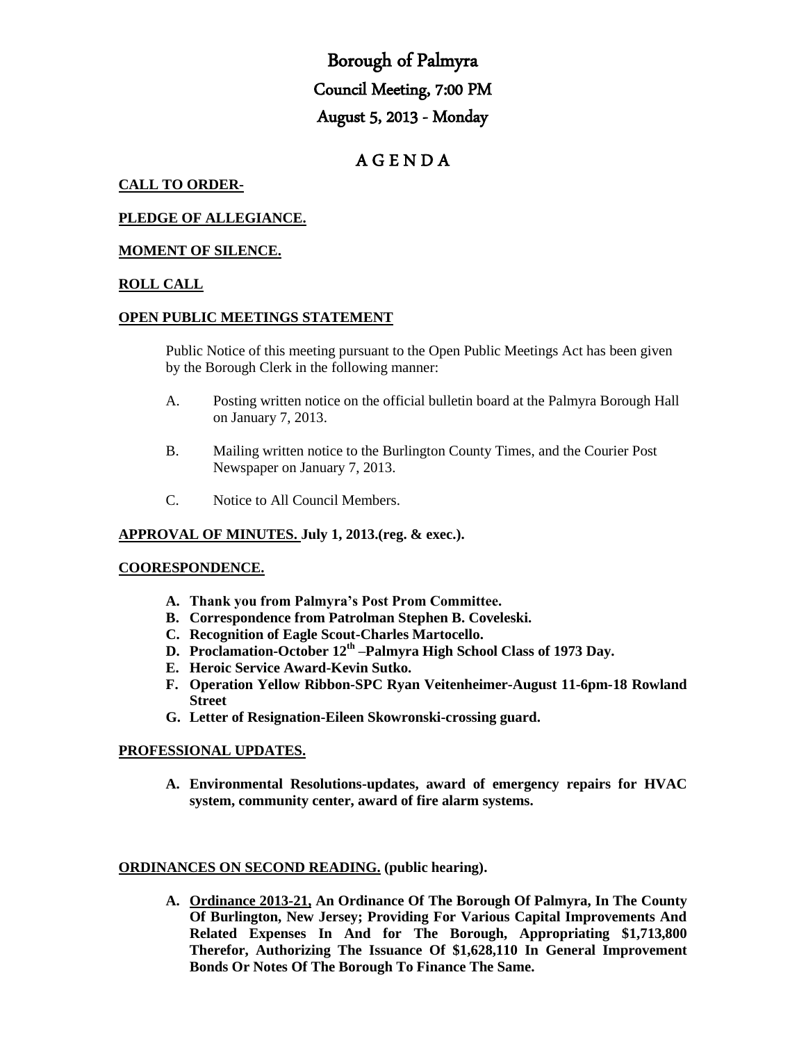# Borough of Palmyra

## Council Meeting, 7:00 PM

## August 5, 2013 - Monday

## A G E N D A

**CALL TO ORDER-**

**PLEDGE OF ALLEGIANCE.**

**MOMENT OF SILENCE.**

**ROLL CALL**

**OPEN PUBLIC MEETINGS STATEMENT**

Public Notice of this meeting pursuant to the Open Public Meetings Act has been given by the Borough Clerk in the following manner:

A. Posting written notice on the official bulletin board at the Palmyra Borough Hall on January 7, 2013.

B. Mailing written notice to the Burlington County Times, and the Courier Post Newspaper on January 7, 2013.

C. Notice to All Council Members.

**APPROVAL OF MINUTES. July 1, 2013.(reg. & exec.).**

**COORESPONDENCE.**

- **A. Thank you from Palmyra's Post Prom Committee.**
- **B. Correspondence from Patrolman Stephen B. Coveleski.**
- **C. Recognition of Eagle Scout-Charles Martocello.**
- **D. Proclamation-October 12th –Palmyra High School Class of 1973 Day.**
- **E. Heroic Service Award-Kevin Sutko.**
- **F. Operation Yellow Ribbon-SPC Ryan Veitenheimer-August 11-6pm-18 Rowland Street**
- **G. Letter of Resignation-Eileen Skowronski-crossing guard.**

**PROFESSIONAL UPDATES.**

- **A. Environmental Resolutions-updates, award of emergency repairs for HVAC system, community center, award of fire alarm systems.**

**ORDINANCES ON SECOND READING. (public hearing).**

- **A. Ordinance 2013-21, An Ordinance Of The Borough Of Palmyra, In The County Of Burlington, New Jersey; Providing For Various Capital Improvements And Related Expenses In And for The Borough, Appropriating $1,713,800 Therefor, Authorizing The Issuance Of $1,628,110 In General Improvement Bonds Or Notes Of The Borough To Finance The Same.**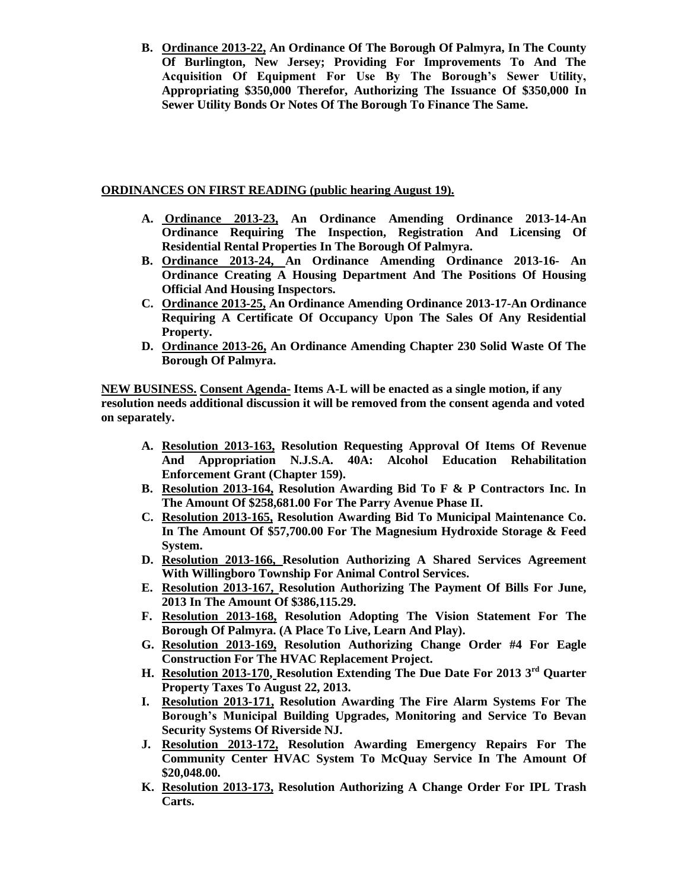**B. <u>Ordinance 2013-22,</u> An Ordinance Of The Borough Of Palmyra, In The County Of Burlington, New Jersey; Providing For Improvements To And The Acquisition Of Equipment For Use By The Borough's Sewer Utility, Appropriating $350,000 Therefor, Authorizing The Issuance Of $350,000 In Sewer Utility Bonds Or Notes Of The Borough To Finance The Same.**

**<u>ORDINANCES ON FIRST READING (public hearing August 19).</u>**

- **A. <u>Ordinance 2013-23,</u> An Ordinance Amending Ordinance 2013-14-An Ordinance Requiring The Inspection, Registration And Licensing Of Residential Rental Properties In The Borough Of Palmyra.**
- **B. <u>Ordinance 2013-24,</u> An Ordinance Amending Ordinance 2013-16- An Ordinance Creating A Housing Department And The Positions Of Housing Official And Housing Inspectors.**
- **C. <u>Ordinance 2013-25,</u> An Ordinance Amending Ordinance 2013-17-An Ordinance Requiring A Certificate Of Occupancy Upon The Sales Of Any Residential Property.**
- **D. <u>Ordinance 2013-26,</u> An Ordinance Amending Chapter 230 Solid Waste Of The Borough Of Palmyra.**

**<u>NEW BUSINESS.</u> <u>Consent Agenda-</u> Items A-L will be enacted as a single motion, if any resolution needs additional discussion it will be removed from the consent agenda and voted on separately.**

- **A. <u>Resolution 2013-163,</u> Resolution Requesting Approval Of Items Of Revenue And Appropriation N.J.S.A. 40A: Alcohol Education Rehabilitation Enforcement Grant (Chapter 159).**
- **B. <u>Resolution 2013-164,</u> Resolution Awarding Bid To F & P Contractors Inc. In The Amount Of $258,681.00 For The Parry Avenue Phase II.**
- **C. <u>Resolution 2013-165,</u> Resolution Awarding Bid To Municipal Maintenance Co. In The Amount Of $57,700.00 For The Magnesium Hydroxide Storage & Feed System.**
- **D. <u>Resolution 2013-166,</u> Resolution Authorizing A Shared Services Agreement With Willingboro Township For Animal Control Services.**
- **E. <u>Resolution 2013-167,</u> Resolution Authorizing The Payment Of Bills For June, 2013 In The Amount Of $386,115.29.**
- **F. <u>Resolution 2013-168,</u> Resolution Adopting The Vision Statement For The Borough Of Palmyra. (A Place To Live, Learn And Play).**
- **G. <u>Resolution 2013-169,</u> Resolution Authorizing Change Order #4 For Eagle Construction For The HVAC Replacement Project.**
- **H. <u>Resolution 2013-170,</u> Resolution Extending The Due Date For 2013 3rd Quarter Property Taxes To August 22, 2013.**
- **I. <u>Resolution 2013-171,</u> Resolution Awarding The Fire Alarm Systems For The Borough's Municipal Building Upgrades, Monitoring and Service To Bevan Security Systems Of Riverside NJ.**
- **J. <u>Resolution 2013-172,</u> Resolution Awarding Emergency Repairs For The Community Center HVAC System To McQuay Service In The Amount Of $20,048.00.**
- **K. <u>Resolution 2013-173,</u> Resolution Authorizing A Change Order For IPL Trash Carts.**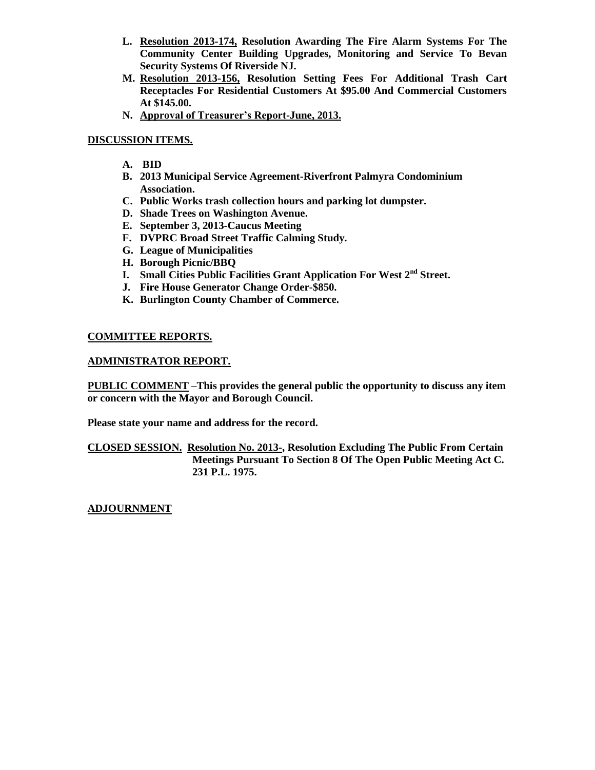L. **Resolution 2013-174, Resolution Awarding The Fire Alarm Systems For The Community Center Building Upgrades, Monitoring and Service To Bevan Security Systems Of Riverside NJ.**

M. **Resolution 2013-156, Resolution Setting Fees For Additional Trash Cart Receptacles For Residential Customers At $95.00 And Commercial Customers At $145.00.**

N. **Approval of Treasurer's Report-June, 2013.**

**DISCUSSION ITEMS.**

A. **BID**
B. **2013 Municipal Service Agreement-Riverfront Palmyra Condominium Association.**
C. **Public Works trash collection hours and parking lot dumpster.**
D. **Shade Trees on Washington Avenue.**
E. **September 3, 2013-Caucus Meeting**
F. **DVPRC Broad Street Traffic Calming Study.**
G. **League of Municipalities**
H. **Borough Picnic/BBQ**
I. **Small Cities Public Facilities Grant Application For West 2nd Street.**
J. **Fire House Generator Change Order-$850.**
K. **Burlington County Chamber of Commerce.**

**COMMITTEE REPORTS.**

**ADMINISTRATOR REPORT.**

**PUBLIC COMMENT –This provides the general public the opportunity to discuss any item or concern with the Mayor and Borough Council.**

**Please state your name and address for the record.**

**CLOSED SESSION. Resolution No. 2013-, Resolution Excluding The Public From Certain Meetings Pursuant To Section 8 Of The Open Public Meeting Act C. 231 P.L. 1975.**

**ADJOURNMENT**